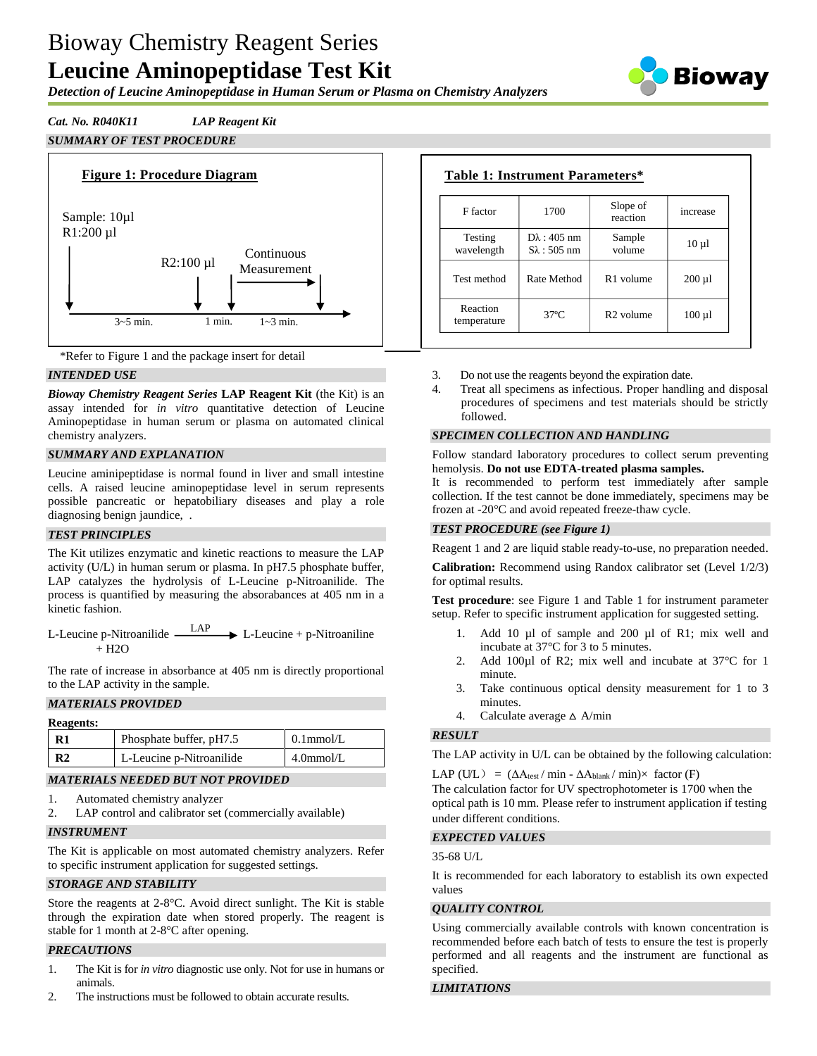# Bioway Chemistry Reagent Series

# Leucine Aminopeptidase Test Kit

***Detection of Leucine Aminopeptidase in Human Serum or Plasma on Chemistry Analyzers***

***Cat. No. R040K11*** ***LAP Reagent Kit***

## SUMMARY OF TEST PROCEDURE

**Figure 1: Procedure Diagram**

Sample: 10µl
R1:200 µl

R2:100 µl

Continuous Measurement

3~5 min. — 1 min. — 1~3 min.

**Table 1: Instrument Parameters***

| F factor | 1700 | Slope of reaction | increase |
|---|---|---|---|
| Testing wavelength | Dλ : 405 nm<br>Sλ : 505 nm | Sample volume | 10 µl |
| Test method | Rate Method | R1 volume | 200 µl |
| Reaction temperature | 37ºC | R2 volume | 100 µl |

*Refer to Figure 1 and the package insert for detail

## INTENDED USE

***Bioway Chemistry Reagent Series* LAP Reagent Kit** (the Kit) is an assay intended for *in vitro* quantitative detection of Leucine Aminopeptidase in human serum or plasma on automated clinical chemistry analyzers.

## SUMMARY AND EXPLANATION

Leucine aminipeptidase is normal found in liver and small intestine cells. A raised leucine aminopeptidase level in serum represents possible pancreatic or hepatobiliary diseases and play a role diagnosing benign jaundice, .

## TEST PRINCIPLES

The Kit utilizes enzymatic and kinetic reactions to measure the LAP activity (U/L) in human serum or plasma. In pH7.5 phosphate buffer, LAP catalyzes the hydrolysis of L-Leucine p-Nitroanilide. The process is quantified by measuring the absorbances at 405 nm in a kinetic fashion.

$$\text{L-Leucine p-Nitroanilide} + H_2O \xrightarrow{LAP} \text{L-Leucine} + \text{p-Nitroaniline}$$

The rate of increase in absorbance at 405 nm is directly proportional to the LAP activity in the sample.

## MATERIALS PROVIDED

**Reagents:**

| | | |
|---|---|---|
| **R1** | Phosphate buffer, pH7.5 | 0.1mmol/L |
| **R2** | L-Leucine p-Nitroanilide | 4.0mmol/L |

## MATERIALS NEEDED BUT NOT PROVIDED

1. Automated chemistry analyzer
2. LAP control and calibrator set (commercially available)

## INSTRUMENT

The Kit is applicable on most automated chemistry analyzers. Refer to specific instrument application for suggested settings.

## STORAGE AND STABILITY

Store the reagents at 2-8°C. Avoid direct sunlight. The Kit is stable through the expiration date when stored properly. The reagent is stable for 1 month at 2-8°C after opening.

## PRECAUTIONS

1. The Kit is for *in vitro* diagnostic use only. Not for use in humans or animals.
2. The instructions must be followed to obtain accurate results.
3. Do not use the reagents beyond the expiration date.
4. Treat all specimens as infectious. Proper handling and disposal procedures of specimens and test materials should be strictly followed.

## SPECIMEN COLLECTION AND HANDLING

Follow standard laboratory procedures to collect serum preventing hemolysis. **Do not use EDTA-treated plasma samples.**

It is recommended to perform test immediately after sample collection. If the test cannot be done immediately, specimens may be frozen at -20°C and avoid repeated freeze-thaw cycle.

## TEST PROCEDURE (see Figure 1)

Reagent 1 and 2 are liquid stable ready-to-use, no preparation needed.

**Calibration:** Recommend using Randox calibrator set (Level 1/2/3) for optimal results.

**Test procedure**: see Figure 1 and Table 1 for instrument parameter setup. Refer to specific instrument application for suggested setting.

1. Add 10 µl of sample and 200 µl of R1; mix well and incubate at 37°C for 3 to 5 minutes.
2. Add 100µl of R2; mix well and incubate at 37°C for 1 minute.
3. Take continuous optical density measurement for 1 to 3 minutes.
4. Calculate average $\Delta$ A/min

## RESULT

The LAP activity in U/L can be obtained by the following calculation:

$$\text{LAP (U/L)} = (\Delta A_{test} / \text{min} - \Delta A_{blank} / \text{min}) \times \text{factor (F)}$$

The calculation factor for UV spectrophotometer is 1700 when the optical path is 10 mm. Please refer to instrument application if testing under different conditions.

## EXPECTED VALUES

35-68 U/L

It is recommended for each laboratory to establish its own expected values

## QUALITY CONTROL

Using commercially available controls with known concentration is recommended before each batch of tests to ensure the test is properly performed and all reagents and the instrument are functional as specified.

## LIMITATIONS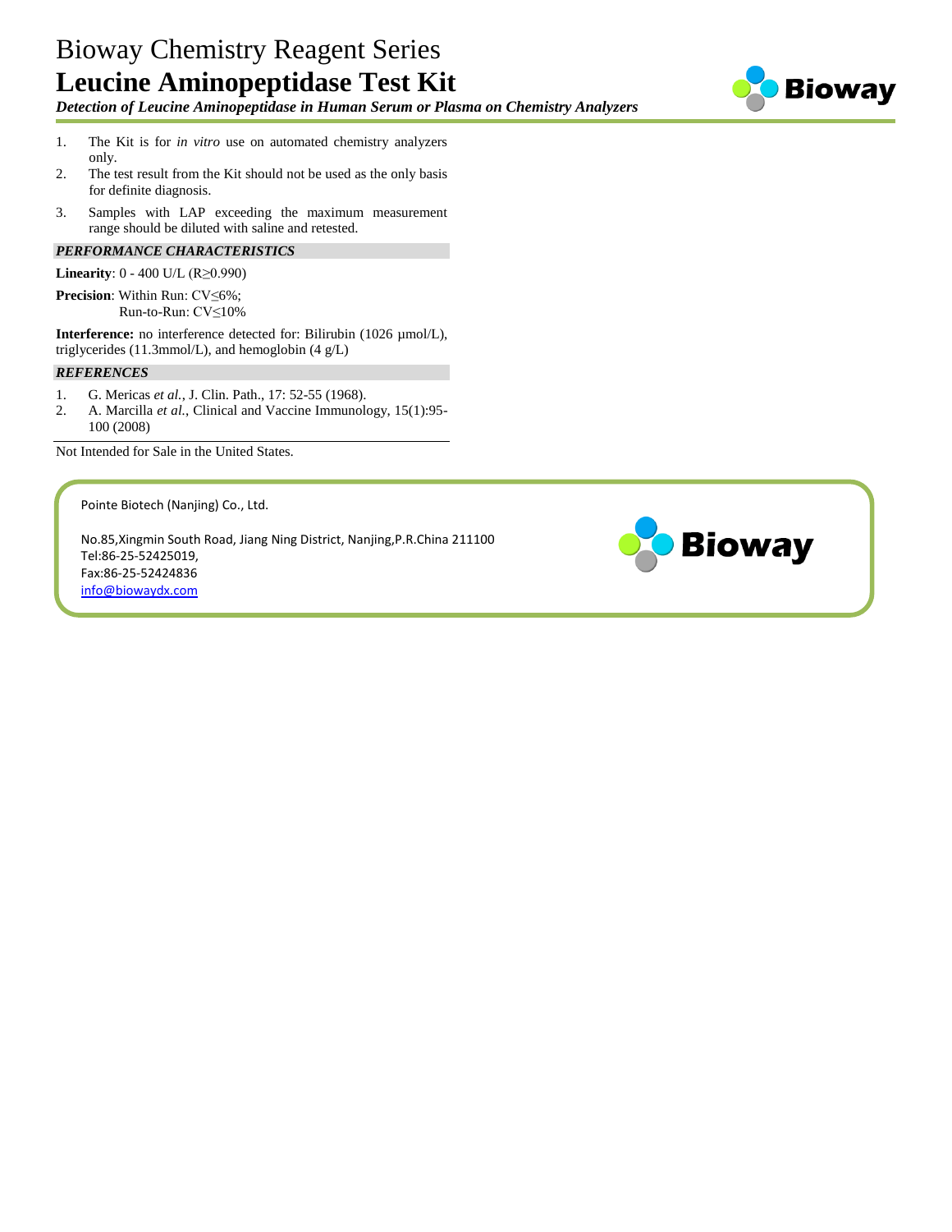# Bioway Chemistry Reagent Series

# Leucine Aminopeptidase Test Kit

***Detection of Leucine Aminopeptidase in Human Serum or Plasma on Chemistry Analyzers***

1. The Kit is for *in vitro* use on automated chemistry analyzers only.
2. The test result from the Kit should not be used as the only basis for definite diagnosis.
3. Samples with LAP exceeding the maximum measurement range should be diluted with saline and retested.

## *PERFORMANCE CHARACTERISTICS*

**Linearity**: 0 - 400 U/L (R≥0.990)

**Precision**: Within Run: CV≤6%;
Run-to-Run: CV≤10%

**Interference:** no interference detected for: Bilirubin (1026 μmol/L), triglycerides (11.3mmol/L), and hemoglobin (4 g/L)

## *REFERENCES*

1. G. Mericas *et al.*, J. Clin. Path., 17: 52-55 (1968).
2. A. Marcilla *et al.*, Clinical and Vaccine Immunology, 15(1):95-100 (2008)

Not Intended for Sale in the United States.

Pointe Biotech (Nanjing) Co., Ltd.

No.85,Xingmin South Road, Jiang Ning District, Nanjing,P.R.China 211100
Tel:86-25-52425019,
Fax:86-25-52424836
info@biowaydx.com